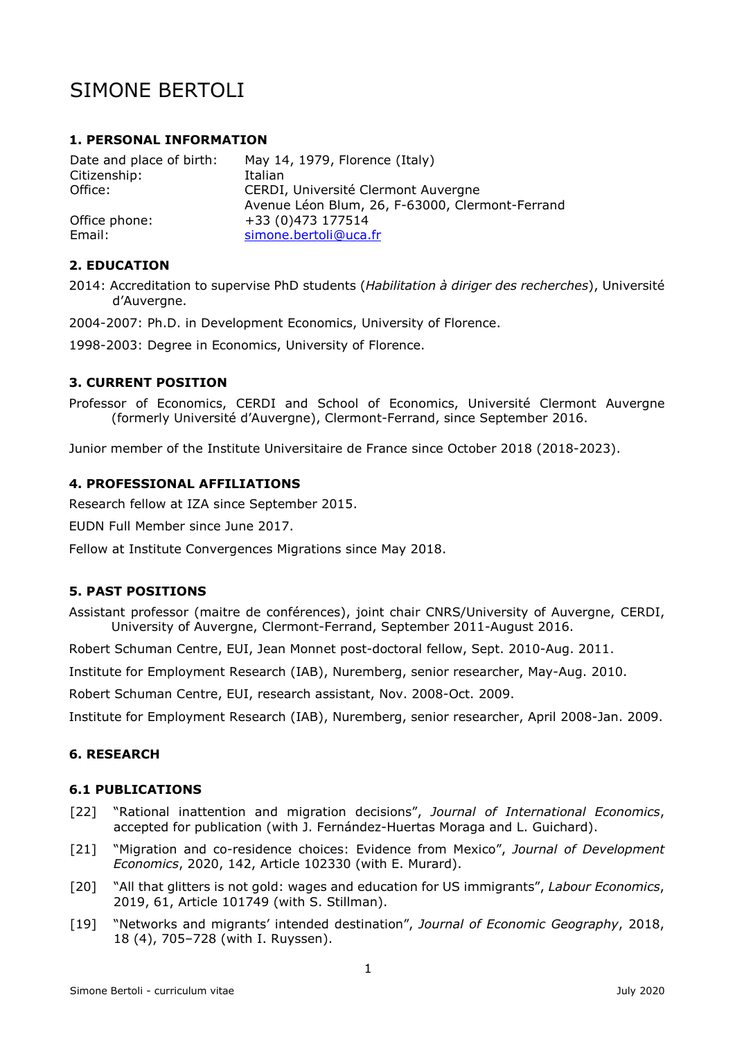# SIMONE BERTOLI

## 1. PERSONAL INFORMATION

| | |
|---|---|
| Date and place of birth: | May 14, 1979, Florence (Italy) |
| Citizenship: | Italian |
| Office: | CERDI, Université Clermont Auvergne<br>Avenue Léon Blum, 26, F-63000, Clermont-Ferrand |
| Office phone: | +33 (0)473 177514 |
| Email: | simone.bertoli@uca.fr |

## 2. EDUCATION

2014: Accreditation to supervise PhD students (*Habilitation à diriger des recherches*), Université d'Auvergne.

2004-2007: Ph.D. in Development Economics, University of Florence.

1998-2003: Degree in Economics, University of Florence.

## 3. CURRENT POSITION

Professor of Economics, CERDI and School of Economics, Université Clermont Auvergne (formerly Université d'Auvergne), Clermont-Ferrand, since September 2016.

Junior member of the Institute Universitaire de France since October 2018 (2018-2023).

## 4. PROFESSIONAL AFFILIATIONS

Research fellow at IZA since September 2015.

EUDN Full Member since June 2017.

Fellow at Institute Convergences Migrations since May 2018.

## 5. PAST POSITIONS

Assistant professor (maitre de conférences), joint chair CNRS/University of Auvergne, CERDI, University of Auvergne, Clermont-Ferrand, September 2011-August 2016.

Robert Schuman Centre, EUI, Jean Monnet post-doctoral fellow, Sept. 2010-Aug. 2011.

Institute for Employment Research (IAB), Nuremberg, senior researcher, May-Aug. 2010.

Robert Schuman Centre, EUI, research assistant, Nov. 2008-Oct. 2009.

Institute for Employment Research (IAB), Nuremberg, senior researcher, April 2008-Jan. 2009.

## 6. RESEARCH

### 6.1 PUBLICATIONS

[22] "Rational inattention and migration decisions", *Journal of International Economics*, accepted for publication (with J. Fernández-Huertas Moraga and L. Guichard).

[21] "Migration and co-residence choices: Evidence from Mexico", *Journal of Development Economics*, 2020, 142, Article 102330 (with E. Murard).

[20] "All that glitters is not gold: wages and education for US immigrants", *Labour Economics*, 2019, 61, Article 101749 (with S. Stillman).

[19] "Networks and migrants' intended destination", *Journal of Economic Geography*, 2018, 18 (4), 705–728 (with I. Ruyssen).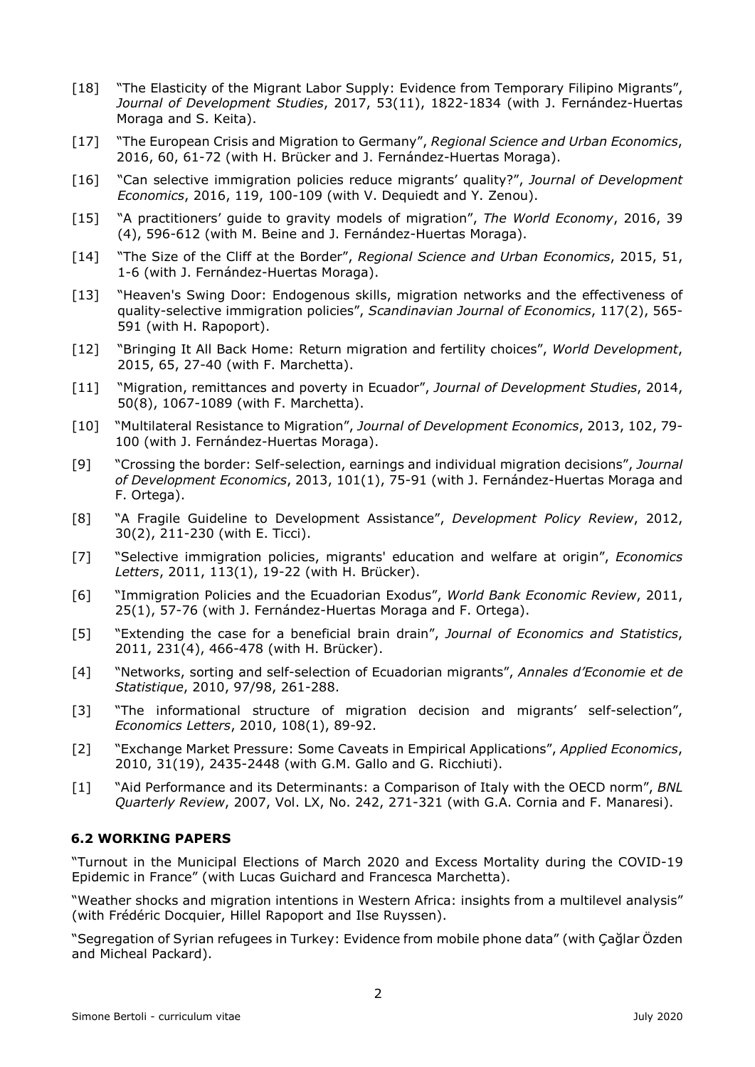[18] "The Elasticity of the Migrant Labor Supply: Evidence from Temporary Filipino Migrants", *Journal of Development Studies*, 2017, 53(11), 1822-1834 (with J. Fernández-Huertas Moraga and S. Keita).

[17] "The European Crisis and Migration to Germany", *Regional Science and Urban Economics*, 2016, 60, 61-72 (with H. Brücker and J. Fernández-Huertas Moraga).

[16] "Can selective immigration policies reduce migrants' quality?", *Journal of Development Economics*, 2016, 119, 100-109 (with V. Dequiedt and Y. Zenou).

[15] "A practitioners' guide to gravity models of migration", *The World Economy*, 2016, 39 (4), 596-612 (with M. Beine and J. Fernández-Huertas Moraga).

[14] "The Size of the Cliff at the Border", *Regional Science and Urban Economics*, 2015, 51, 1-6 (with J. Fernández-Huertas Moraga).

[13] "Heaven's Swing Door: Endogenous skills, migration networks and the effectiveness of quality-selective immigration policies", *Scandinavian Journal of Economics*, 117(2), 565-591 (with H. Rapoport).

[12] "Bringing It All Back Home: Return migration and fertility choices", *World Development*, 2015, 65, 27-40 (with F. Marchetta).

[11] "Migration, remittances and poverty in Ecuador", *Journal of Development Studies*, 2014, 50(8), 1067-1089 (with F. Marchetta).

[10] "Multilateral Resistance to Migration", *Journal of Development Economics*, 2013, 102, 79-100 (with J. Fernández-Huertas Moraga).

[9] "Crossing the border: Self-selection, earnings and individual migration decisions", *Journal of Development Economics*, 2013, 101(1), 75-91 (with J. Fernández-Huertas Moraga and F. Ortega).

[8] "A Fragile Guideline to Development Assistance", *Development Policy Review*, 2012, 30(2), 211-230 (with E. Ticci).

[7] "Selective immigration policies, migrants' education and welfare at origin", *Economics Letters*, 2011, 113(1), 19-22 (with H. Brücker).

[6] "Immigration Policies and the Ecuadorian Exodus", *World Bank Economic Review*, 2011, 25(1), 57-76 (with J. Fernández-Huertas Moraga and F. Ortega).

[5] "Extending the case for a beneficial brain drain", *Journal of Economics and Statistics*, 2011, 231(4), 466-478 (with H. Brücker).

[4] "Networks, sorting and self-selection of Ecuadorian migrants", *Annales d'Economie et de Statistique*, 2010, 97/98, 261-288.

[3] "The informational structure of migration decision and migrants' self-selection", *Economics Letters*, 2010, 108(1), 89-92.

[2] "Exchange Market Pressure: Some Caveats in Empirical Applications", *Applied Economics*, 2010, 31(19), 2435-2448 (with G.M. Gallo and G. Ricchiuti).

[1] "Aid Performance and its Determinants: a Comparison of Italy with the OECD norm", *BNL Quarterly Review*, 2007, Vol. LX, No. 242, 271-321 (with G.A. Cornia and F. Manaresi).

### 6.2 WORKING PAPERS

"Turnout in the Municipal Elections of March 2020 and Excess Mortality during the COVID-19 Epidemic in France" (with Lucas Guichard and Francesca Marchetta).

"Weather shocks and migration intentions in Western Africa: insights from a multilevel analysis" (with Frédéric Docquier, Hillel Rapoport and Ilse Ruyssen).

"Segregation of Syrian refugees in Turkey: Evidence from mobile phone data" (with Çağlar Özden and Micheal Packard).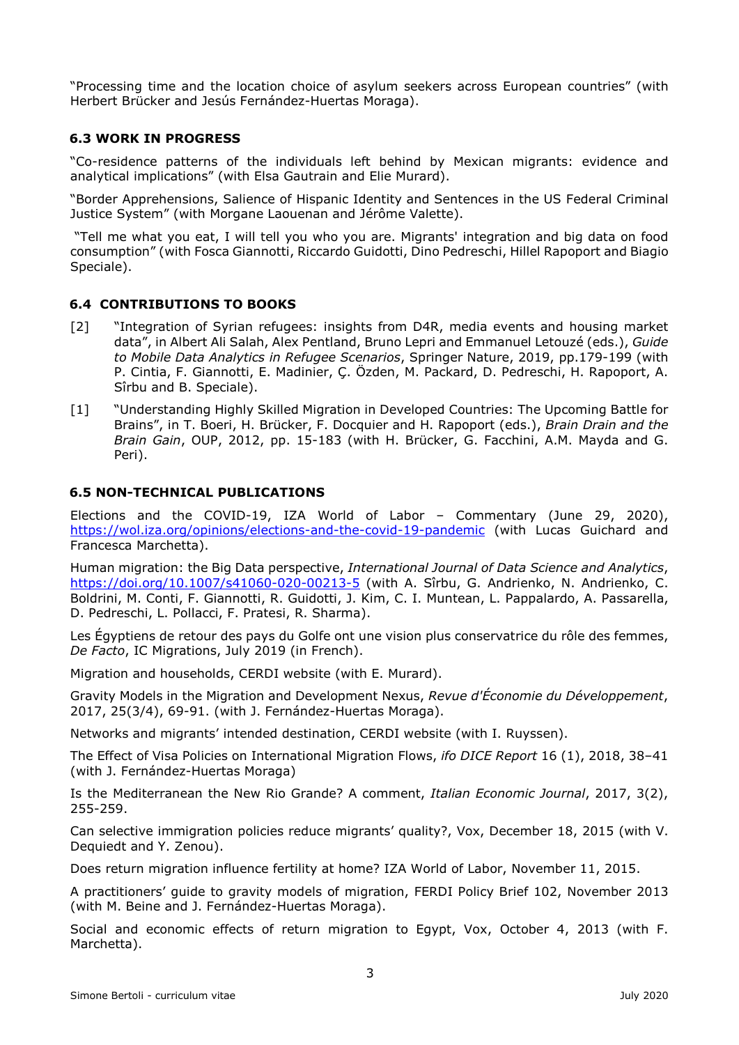"Processing time and the location choice of asylum seekers across European countries" (with Herbert Brücker and Jesús Fernández-Huertas Moraga).

### 6.3 WORK IN PROGRESS

"Co-residence patterns of the individuals left behind by Mexican migrants: evidence and analytical implications" (with Elsa Gautrain and Elie Murard).

"Border Apprehensions, Salience of Hispanic Identity and Sentences in the US Federal Criminal Justice System" (with Morgane Laouenan and Jérôme Valette).

"Tell me what you eat, I will tell you who you are. Migrants' integration and big data on food consumption" (with Fosca Giannotti, Riccardo Guidotti, Dino Pedreschi, Hillel Rapoport and Biagio Speciale).

### 6.4 CONTRIBUTIONS TO BOOKS

[2] "Integration of Syrian refugees: insights from D4R, media events and housing market data", in Albert Ali Salah, Alex Pentland, Bruno Lepri and Emmanuel Letouzé (eds.), *Guide to Mobile Data Analytics in Refugee Scenarios*, Springer Nature, 2019, pp.179-199 (with P. Cintia, F. Giannotti, E. Madinier, Ç. Özden, M. Packard, D. Pedreschi, H. Rapoport, A. Sîrbu and B. Speciale).

[1] "Understanding Highly Skilled Migration in Developed Countries: The Upcoming Battle for Brains", in T. Boeri, H. Brücker, F. Docquier and H. Rapoport (eds.), *Brain Drain and the Brain Gain*, OUP, 2012, pp. 15-183 (with H. Brücker, G. Facchini, A.M. Mayda and G. Peri).

### 6.5 NON-TECHNICAL PUBLICATIONS

Elections and the COVID-19, IZA World of Labor – Commentary (June 29, 2020), https://wol.iza.org/opinions/elections-and-the-covid-19-pandemic (with Lucas Guichard and Francesca Marchetta).

Human migration: the Big Data perspective, *International Journal of Data Science and Analytics*, https://doi.org/10.1007/s41060-020-00213-5 (with A. Sîrbu, G. Andrienko, N. Andrienko, C. Boldrini, M. Conti, F. Giannotti, R. Guidotti, J. Kim, C. I. Muntean, L. Pappalardo, A. Passarella, D. Pedreschi, L. Pollacci, F. Pratesi, R. Sharma).

Les Égyptiens de retour des pays du Golfe ont une vision plus conservatrice du rôle des femmes, *De Facto*, IC Migrations, July 2019 (in French).

Migration and households, CERDI website (with E. Murard).

Gravity Models in the Migration and Development Nexus, *Revue d'Économie du Développement*, 2017, 25(3/4), 69-91. (with J. Fernández-Huertas Moraga).

Networks and migrants' intended destination, CERDI website (with I. Ruyssen).

The Effect of Visa Policies on International Migration Flows, *ifo DICE Report* 16 (1), 2018, 38–41 (with J. Fernández-Huertas Moraga)

Is the Mediterranean the New Rio Grande? A comment, *Italian Economic Journal*, 2017, 3(2), 255-259.

Can selective immigration policies reduce migrants' quality?, Vox, December 18, 2015 (with V. Dequiedt and Y. Zenou).

Does return migration influence fertility at home? IZA World of Labor, November 11, 2015.

A practitioners' guide to gravity models of migration, FERDI Policy Brief 102, November 2013 (with M. Beine and J. Fernández-Huertas Moraga).

Social and economic effects of return migration to Egypt, Vox, October 4, 2013 (with F. Marchetta).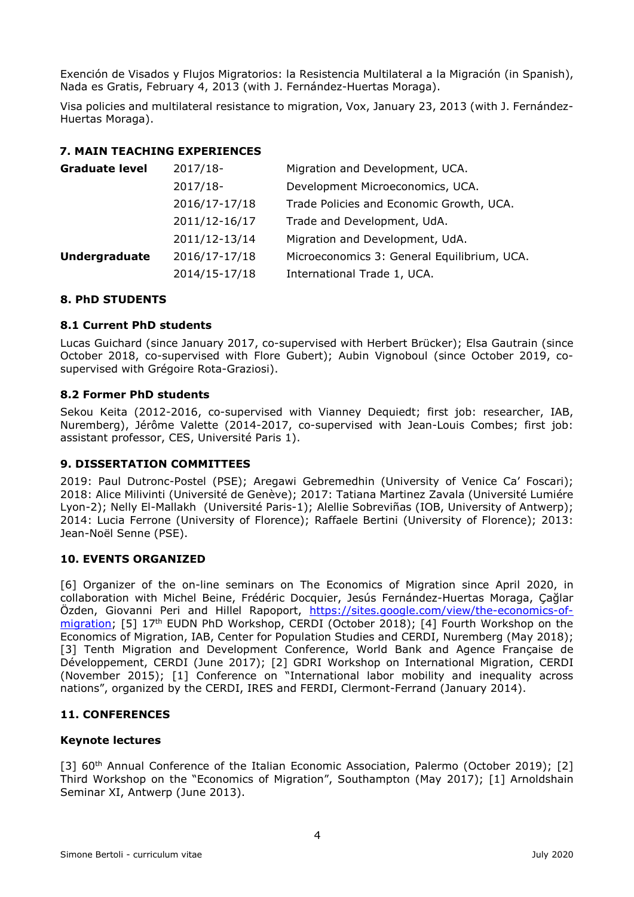Exención de Visados y Flujos Migratorios: la Resistencia Multilateral a la Migración (in Spanish), Nada es Gratis, February 4, 2013 (with J. Fernández-Huertas Moraga).

Visa policies and multilateral resistance to migration, Vox, January 23, 2013 (with J. Fernández-Huertas Moraga).

## 7. MAIN TEACHING EXPERIENCES

| | | |
|---|---|---|
| **Graduate level** | 2017/18- | Migration and Development, UCA. |
| | 2017/18- | Development Microeconomics, UCA. |
| | 2016/17-17/18 | Trade Policies and Economic Growth, UCA. |
| | 2011/12-16/17 | Trade and Development, UdA. |
| | 2011/12-13/14 | Migration and Development, UdA. |
| **Undergraduate** | 2016/17-17/18 | Microeconomics 3: General Equilibrium, UCA. |
| | 2014/15-17/18 | International Trade 1, UCA. |

## 8. PhD STUDENTS

### 8.1 Current PhD students

Lucas Guichard (since January 2017, co-supervised with Herbert Brücker); Elsa Gautrain (since October 2018, co-supervised with Flore Gubert); Aubin Vignoboul (since October 2019, co-supervised with Grégoire Rota-Graziosi).

### 8.2 Former PhD students

Sekou Keita (2012-2016, co-supervised with Vianney Dequiedt; first job: researcher, IAB, Nuremberg), Jérôme Valette (2014-2017, co-supervised with Jean-Louis Combes; first job: assistant professor, CES, Université Paris 1).

## 9. DISSERTATION COMMITTEES

2019: Paul Dutronc-Postel (PSE); Aregawi Gebremedhin (University of Venice Ca' Foscari); 2018: Alice Milivinti (Université de Genève); 2017: Tatiana Martinez Zavala (Université Lumiére Lyon-2); Nelly El-Mallakh (Université Paris-1); Alellie Sobreviñas (IOB, University of Antwerp); 2014: Lucia Ferrone (University of Florence); Raffaele Bertini (University of Florence); 2013: Jean-Noël Senne (PSE).

## 10. EVENTS ORGANIZED

[6] Organizer of the on-line seminars on The Economics of Migration since April 2020, in collaboration with Michel Beine, Frédéric Docquier, Jesús Fernández-Huertas Moraga, Çağlar Özden, Giovanni Peri and Hillel Rapoport, https://sites.google.com/view/the-economics-of-migration; [5] 17th EUDN PhD Workshop, CERDI (October 2018); [4] Fourth Workshop on the Economics of Migration, IAB, Center for Population Studies and CERDI, Nuremberg (May 2018); [3] Tenth Migration and Development Conference, World Bank and Agence Française de Développement, CERDI (June 2017); [2] GDRI Workshop on International Migration, CERDI (November 2015); [1] Conference on "International labor mobility and inequality across nations", organized by the CERDI, IRES and FERDI, Clermont-Ferrand (January 2014).

## 11. CONFERENCES

### Keynote lectures

[3] 60th Annual Conference of the Italian Economic Association, Palermo (October 2019); [2] Third Workshop on the "Economics of Migration", Southampton (May 2017); [1] Arnoldshain Seminar XI, Antwerp (June 2013).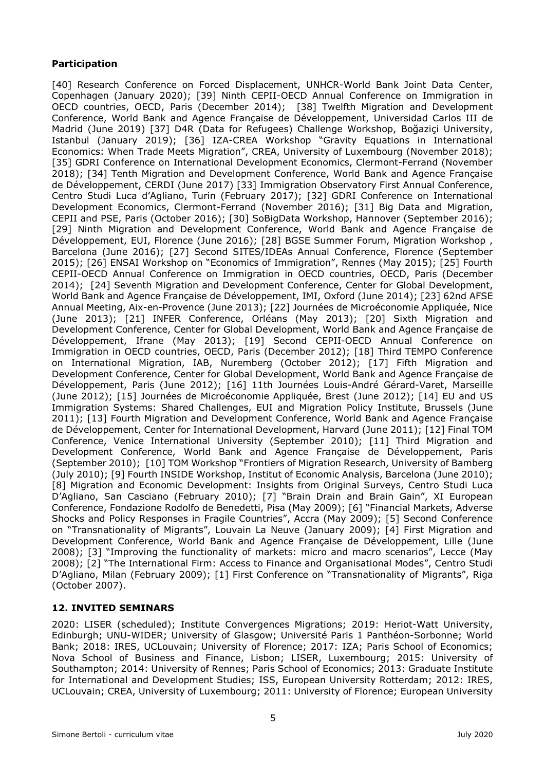**Participation**

[40] Research Conference on Forced Displacement, UNHCR-World Bank Joint Data Center, Copenhagen (January 2020); [39] Ninth CEPII-OECD Annual Conference on Immigration in OECD countries, OECD, Paris (December 2014); [38] Twelfth Migration and Development Conference, World Bank and Agence Française de Développement, Universidad Carlos III de Madrid (June 2019) [37] D4R (Data for Refugees) Challenge Workshop, Boğaziçi University, Istanbul (January 2019); [36] IZA-CREA Workshop "Gravity Equations in International Economics: When Trade Meets Migration", CREA, University of Luxembourg (November 2018); [35] GDRI Conference on International Development Economics, Clermont-Ferrand (November 2018); [34] Tenth Migration and Development Conference, World Bank and Agence Française de Développement, CERDI (June 2017) [33] Immigration Observatory First Annual Conference, Centro Studi Luca d'Agliano, Turin (February 2017); [32] GDRI Conference on International Development Economics, Clermont-Ferrand (November 2016); [31] Big Data and Migration, CEPII and PSE, Paris (October 2016); [30] SoBigData Workshop, Hannover (September 2016); [29] Ninth Migration and Development Conference, World Bank and Agence Française de Développement, EUI, Florence (June 2016); [28] BGSE Summer Forum, Migration Workshop , Barcelona (June 2016); [27] Second SITES/IDEAs Annual Conference, Florence (September 2015); [26] ENSAI Workshop on "Economics of Immigration", Rennes (May 2015); [25] Fourth CEPII-OECD Annual Conference on Immigration in OECD countries, OECD, Paris (December 2014); [24] Seventh Migration and Development Conference, Center for Global Development, World Bank and Agence Française de Développement, IMI, Oxford (June 2014); [23] 62nd AFSE Annual Meeting, Aix-en-Provence (June 2013); [22] Journées de Microéconomie Appliquée, Nice (June 2013); [21] INFER Conference, Orléans (May 2013); [20] Sixth Migration and Development Conference, Center for Global Development, World Bank and Agence Française de Développement, Ifrane (May 2013); [19] Second CEPII-OECD Annual Conference on Immigration in OECD countries, OECD, Paris (December 2012); [18] Third TEMPO Conference on International Migration, IAB, Nuremberg (October 2012); [17] Fifth Migration and Development Conference, Center for Global Development, World Bank and Agence Française de Développement, Paris (June 2012); [16] 11th Journées Louis-André Gérard-Varet, Marseille (June 2012); [15] Journées de Microéconomie Appliquée, Brest (June 2012); [14] EU and US Immigration Systems: Shared Challenges, EUI and Migration Policy Institute, Brussels (June 2011); [13] Fourth Migration and Development Conference, World Bank and Agence Française de Développement, Center for International Development, Harvard (June 2011); [12] Final TOM Conference, Venice International University (September 2010); [11] Third Migration and Development Conference, World Bank and Agence Française de Développement, Paris (September 2010); [10] TOM Workshop "Frontiers of Migration Research, University of Bamberg (July 2010); [9] Fourth INSIDE Workshop, Institut of Economic Analysis, Barcelona (June 2010); [8] Migration and Economic Development: Insights from Original Surveys, Centro Studi Luca D'Agliano, San Casciano (February 2010); [7] "Brain Drain and Brain Gain", XI European Conference, Fondazione Rodolfo de Benedetti, Pisa (May 2009); [6] "Financial Markets, Adverse Shocks and Policy Responses in Fragile Countries", Accra (May 2009); [5] Second Conference on "Transnationality of Migrants", Louvain La Neuve (January 2009); [4] First Migration and Development Conference, World Bank and Agence Française de Développement, Lille (June 2008); [3] "Improving the functionality of markets: micro and macro scenarios", Lecce (May 2008); [2] "The International Firm: Access to Finance and Organisational Modes", Centro Studi D'Agliano, Milan (February 2009); [1] First Conference on "Transnationality of Migrants", Riga (October 2007).

## 12. INVITED SEMINARS

2020: LISER (scheduled); Institute Convergences Migrations; 2019: Heriot-Watt University, Edinburgh; UNU-WIDER; University of Glasgow; Université Paris 1 Panthéon-Sorbonne; World Bank; 2018: IRES, UCLouvain; University of Florence; 2017: IZA; Paris School of Economics; Nova School of Business and Finance, Lisbon; LISER, Luxembourg; 2015: University of Southampton; 2014: University of Rennes; Paris School of Economics; 2013: Graduate Institute for International and Development Studies; ISS, European University Rotterdam; 2012: IRES, UCLouvain; CREA, University of Luxembourg; 2011: University of Florence; European University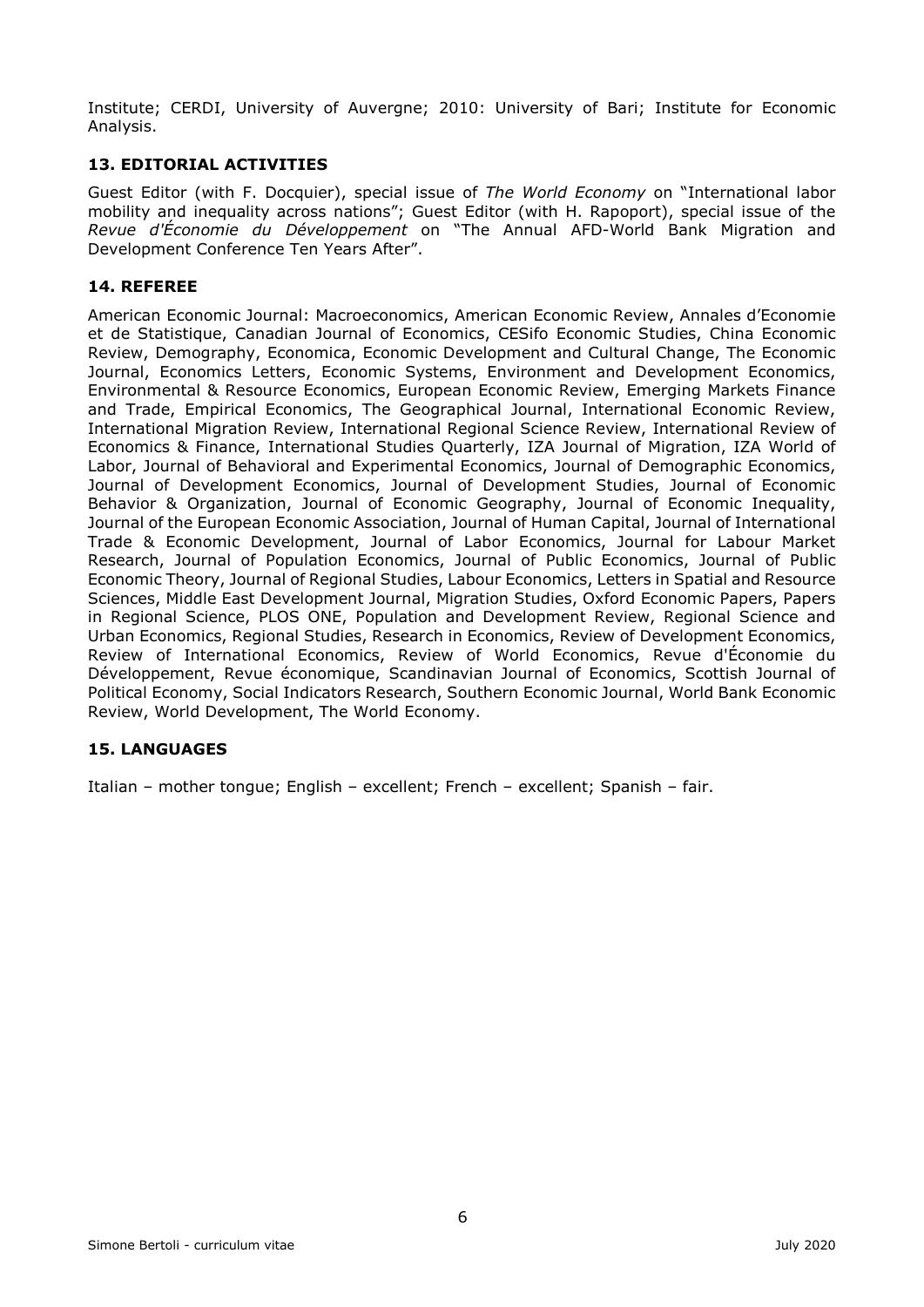Institute; CERDI, University of Auvergne; 2010: University of Bari; Institute for Economic Analysis.

### 13. EDITORIAL ACTIVITIES

Guest Editor (with F. Docquier), special issue of *The World Economy* on "International labor mobility and inequality across nations"; Guest Editor (with H. Rapoport), special issue of the *Revue d'Économie du Développement* on "The Annual AFD-World Bank Migration and Development Conference Ten Years After".

### 14. REFEREE

American Economic Journal: Macroeconomics, American Economic Review, Annales d'Economie et de Statistique, Canadian Journal of Economics, CESifo Economic Studies, China Economic Review, Demography, Economica, Economic Development and Cultural Change, The Economic Journal, Economics Letters, Economic Systems, Environment and Development Economics, Environmental & Resource Economics, European Economic Review, Emerging Markets Finance and Trade, Empirical Economics, The Geographical Journal, International Economic Review, International Migration Review, International Regional Science Review, International Review of Economics & Finance, International Studies Quarterly, IZA Journal of Migration, IZA World of Labor, Journal of Behavioral and Experimental Economics, Journal of Demographic Economics, Journal of Development Economics, Journal of Development Studies, Journal of Economic Behavior & Organization, Journal of Economic Geography, Journal of Economic Inequality, Journal of the European Economic Association, Journal of Human Capital, Journal of International Trade & Economic Development, Journal of Labor Economics, Journal for Labour Market Research, Journal of Population Economics, Journal of Public Economics, Journal of Public Economic Theory, Journal of Regional Studies, Labour Economics, Letters in Spatial and Resource Sciences, Middle East Development Journal, Migration Studies, Oxford Economic Papers, Papers in Regional Science, PLOS ONE, Population and Development Review, Regional Science and Urban Economics, Regional Studies, Research in Economics, Review of Development Economics, Review of International Economics, Review of World Economics, Revue d'Économie du Développement, Revue économique, Scandinavian Journal of Economics, Scottish Journal of Political Economy, Social Indicators Research, Southern Economic Journal, World Bank Economic Review, World Development, The World Economy.

### 15. LANGUAGES

Italian – mother tongue; English – excellent; French – excellent; Spanish – fair.